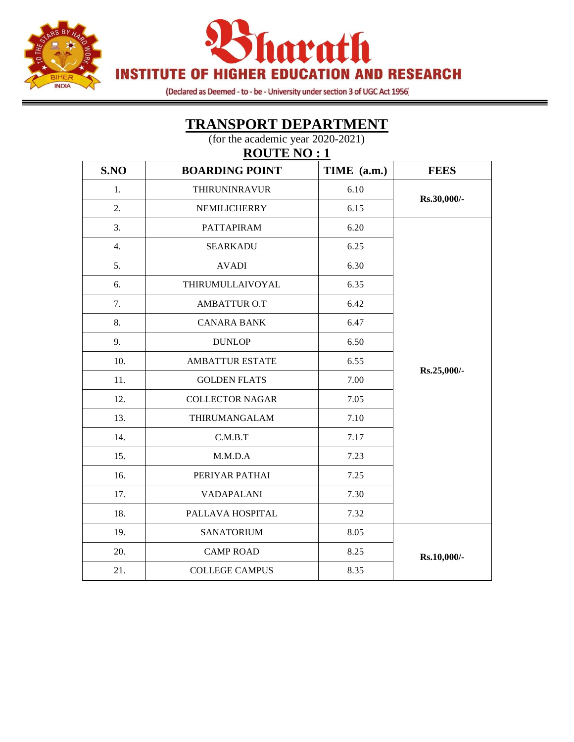# Bharath

## INSTITUTE OF HIGHER EDUCATION AND RESEARCH

(Declared as Deemed - to - be - University under section 3 of UGC Act 1956)

## TRANSPORT DEPARTMENT

(for the academic year 2020-2021)

### ROUTE NO : 1

| S.NO | BOARDING POINT | TIME (a.m.) | FEES |
|---|---|---|---|
| 1. | THIRUNINRAVUR | 6.10 | Rs.30,000/- |
| 2. | NEMILICHERRY | 6.15 | |
| 3. | PATTAPIRAM | 6.20 | Rs.25,000/- |
| 4. | SEARKADU | 6.25 | |
| 5. | AVADI | 6.30 | |
| 6. | THIRUMULLAIVOYAL | 6.35 | |
| 7. | AMBATTUR O.T | 6.42 | |
| 8. | CANARA BANK | 6.47 | |
| 9. | DUNLOP | 6.50 | |
| 10. | AMBATTUR ESTATE | 6.55 | |
| 11. | GOLDEN FLATS | 7.00 | |
| 12. | COLLECTOR NAGAR | 7.05 | |
| 13. | THIRUMANGALAM | 7.10 | |
| 14. | C.M.B.T | 7.17 | |
| 15. | M.M.D.A | 7.23 | |
| 16. | PERIYAR PATHAI | 7.25 | |
| 17. | VADAPALANI | 7.30 | |
| 18. | PALLAVA HOSPITAL | 7.32 | |
| 19. | SANATORIUM | 8.05 | Rs.10,000/- |
| 20. | CAMP ROAD | 8.25 | |
| 21. | COLLEGE CAMPUS | 8.35 | |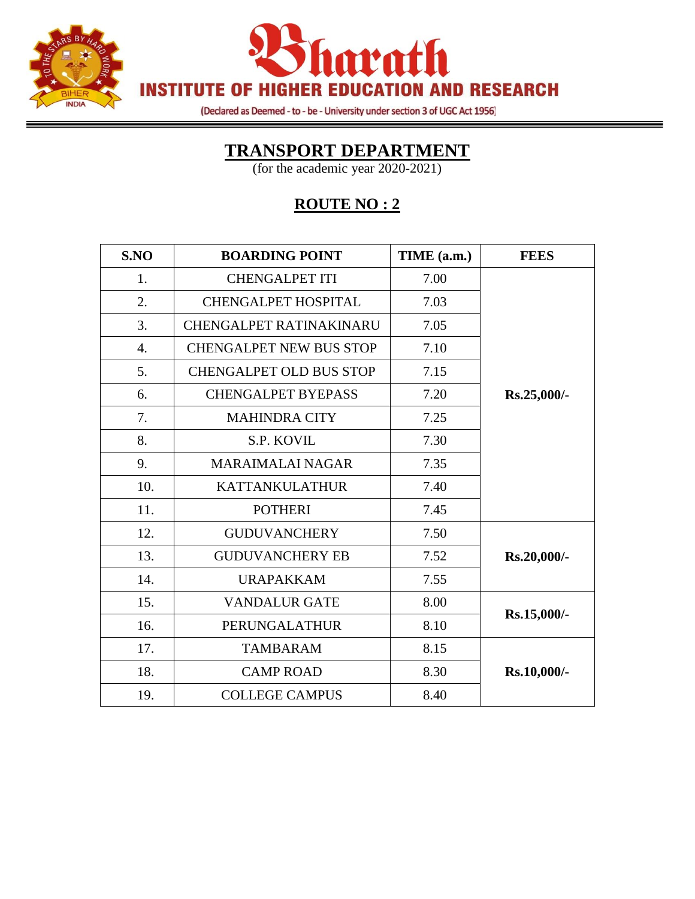# Bharath

## INSTITUTE OF HIGHER EDUCATION AND RESEARCH

(Declared as Deemed - to - be - University under section 3 of UGC Act 1956)

## TRANSPORT DEPARTMENT

(for the academic year 2020-2021)

## ROUTE NO : 2

| S.NO | BOARDING POINT | TIME (a.m.) | FEES |
|---|---|---|---|
| 1. | CHENGALPET ITI | 7.00 | **Rs.25,000/-** |
| 2. | CHENGALPET HOSPITAL | 7.03 | |
| 3. | CHENGALPET RATINAKINARU | 7.05 | |
| 4. | CHENGALPET NEW BUS STOP | 7.10 | |
| 5. | CHENGALPET OLD BUS STOP | 7.15 | |
| 6. | CHENGALPET BYEPASS | 7.20 | |
| 7. | MAHINDRA CITY | 7.25 | |
| 8. | S.P. KOVIL | 7.30 | |
| 9. | MARAIMALAI NAGAR | 7.35 | |
| 10. | KATTANKULATHUR | 7.40 | |
| 11. | POTHERI | 7.45 | |
| 12. | GUDUVANCHERY | 7.50 | **Rs.20,000/-** |
| 13. | GUDUVANCHERY EB | 7.52 | |
| 14. | URAPAKKAM | 7.55 | |
| 15. | VANDALUR GATE | 8.00 | **Rs.15,000/-** |
| 16. | PERUNGALATHUR | 8.10 | |
| 17. | TAMBARAM | 8.15 | **Rs.10,000/-** |
| 18. | CAMP ROAD | 8.30 | |
| 19. | COLLEGE CAMPUS | 8.40 | |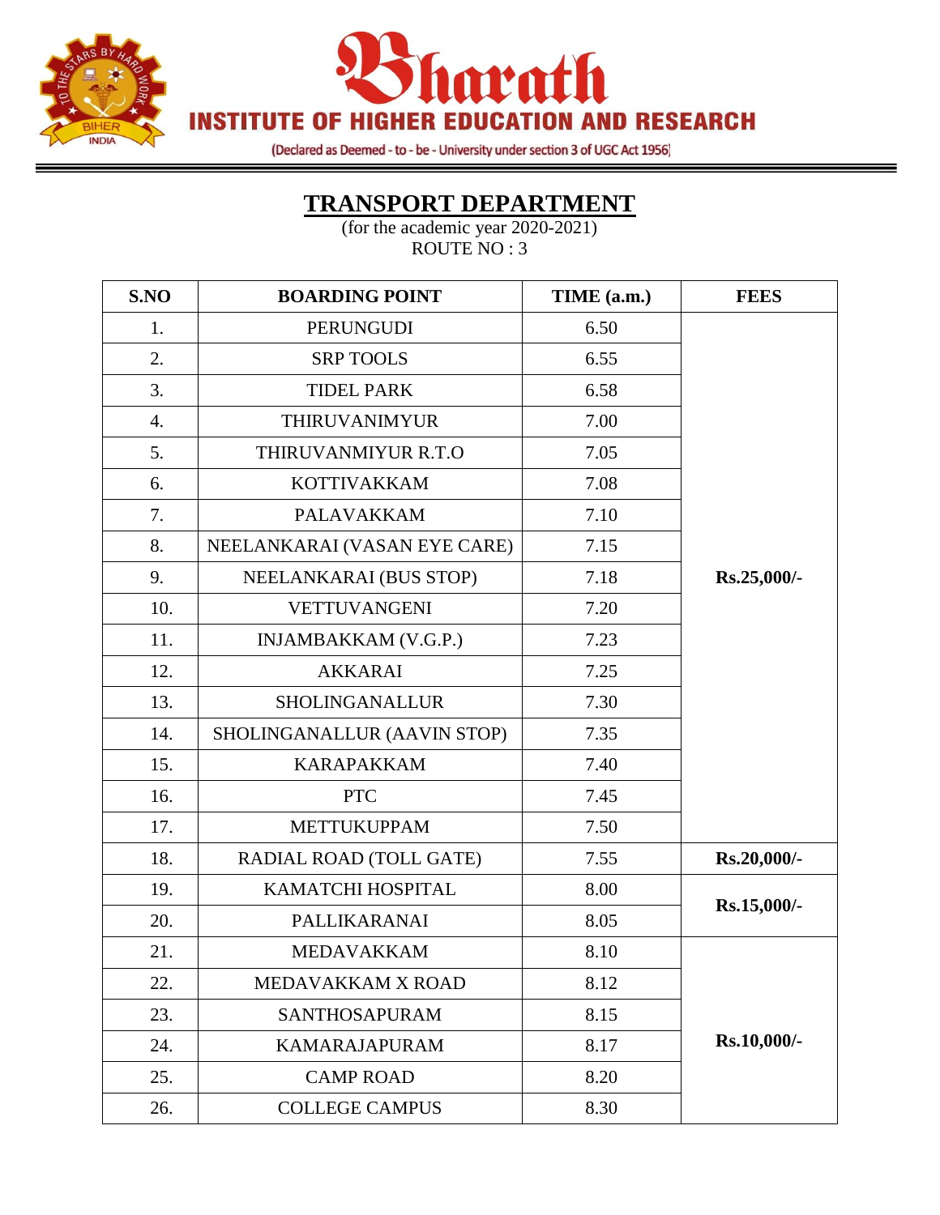# Bharath

## INSTITUTE OF HIGHER EDUCATION AND RESEARCH

(Declared as Deemed - to - be - University under section 3 of UGC Act 1956)

## TRANSPORT DEPARTMENT

(for the academic year 2020-2021)

ROUTE NO : 3

| S.NO | BOARDING POINT | TIME (a.m.) | FEES |
|---|---|---|---|
| 1. | PERUNGUDI | 6.50 | Rs.25,000/- |
| 2. | SRP TOOLS | 6.55 | |
| 3. | TIDEL PARK | 6.58 | |
| 4. | THIRUVANIMYUR | 7.00 | |
| 5. | THIRUVANMIYUR R.T.O | 7.05 | |
| 6. | KOTTIVAKKAM | 7.08 | |
| 7. | PALAVAKKAM | 7.10 | |
| 8. | NEELANKARAI (VASAN EYE CARE) | 7.15 | |
| 9. | NEELANKARAI (BUS STOP) | 7.18 | |
| 10. | VETTUVANGENI | 7.20 | |
| 11. | INJAMBAKKAM (V.G.P.) | 7.23 | |
| 12. | AKKARAI | 7.25 | |
| 13. | SHOLINGANALLUR | 7.30 | |
| 14. | SHOLINGANALLUR (AAVIN STOP) | 7.35 | |
| 15. | KARAPAKKAM | 7.40 | |
| 16. | PTC | 7.45 | |
| 17. | METTUKUPPAM | 7.50 | |
| 18. | RADIAL ROAD (TOLL GATE) | 7.55 | Rs.20,000/- |
| 19. | KAMATCHI HOSPITAL | 8.00 | Rs.15,000/- |
| 20. | PALLIKARANAI | 8.05 | |
| 21. | MEDAVAKKAM | 8.10 | Rs.10,000/- |
| 22. | MEDAVAKKAM X ROAD | 8.12 | |
| 23. | SANTHOSAPURAM | 8.15 | |
| 24. | KAMARAJAPURAM | 8.17 | |
| 25. | CAMP ROAD | 8.20 | |
| 26. | COLLEGE CAMPUS | 8.30 | |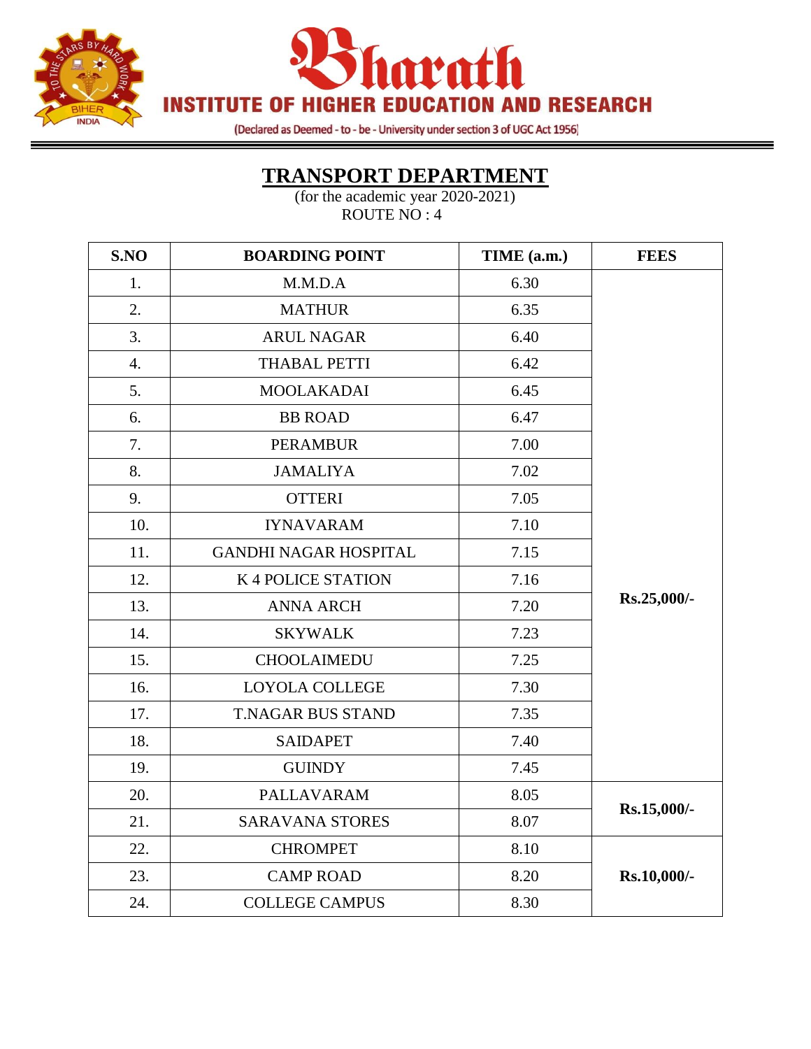# Bharath

## INSTITUTE OF HIGHER EDUCATION AND RESEARCH

(Declared as Deemed - to - be - University under section 3 of UGC Act 1956)

## TRANSPORT DEPARTMENT

(for the academic year 2020-2021)

ROUTE NO : 4

| S.NO | BOARDING POINT | TIME (a.m.) | FEES |
|---|---|---|---|
| 1. | M.M.D.A | 6.30 | **Rs.25,000/-** |
| 2. | MATHUR | 6.35 | |
| 3. | ARUL NAGAR | 6.40 | |
| 4. | THABAL PETTI | 6.42 | |
| 5. | MOOLAKADAI | 6.45 | |
| 6. | BB ROAD | 6.47 | |
| 7. | PERAMBUR | 7.00 | |
| 8. | JAMALIYA | 7.02 | |
| 9. | OTTERI | 7.05 | |
| 10. | IYNAVARAM | 7.10 | |
| 11. | GANDHI NAGAR HOSPITAL | 7.15 | |
| 12. | K 4 POLICE STATION | 7.16 | |
| 13. | ANNA ARCH | 7.20 | |
| 14. | SKYWALK | 7.23 | |
| 15. | CHOOLAIMEDU | 7.25 | |
| 16. | LOYOLA COLLEGE | 7.30 | |
| 17. | T.NAGAR BUS STAND | 7.35 | |
| 18. | SAIDAPET | 7.40 | |
| 19. | GUINDY | 7.45 | |
| 20. | PALLAVARAM | 8.05 | **Rs.15,000/-** |
| 21. | SARAVANA STORES | 8.07 | |
| 22. | CHROMPET | 8.10 | **Rs.10,000/-** |
| 23. | CAMP ROAD | 8.20 | |
| 24. | COLLEGE CAMPUS | 8.30 | |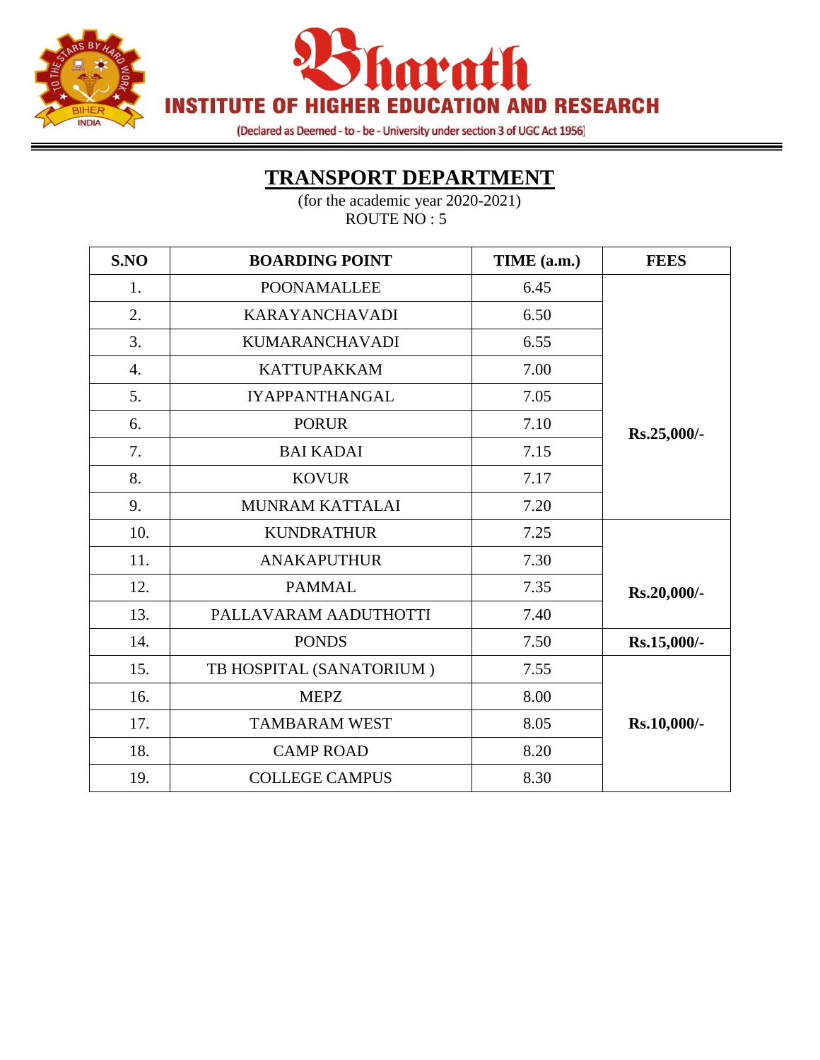# Bharath

## INSTITUTE OF HIGHER EDUCATION AND RESEARCH

(Declared as Deemed - to - be - University under section 3 of UGC Act 1956)

## TRANSPORT DEPARTMENT

(for the academic year 2020-2021)

ROUTE NO : 5

| S.NO | BOARDING POINT | TIME (a.m.) | FEES |
|---|---|---|---|
| 1. | POONAMALLEE | 6.45 | **Rs.25,000/-** |
| 2. | KARAYANCHAVADI | 6.50 | |
| 3. | KUMARANCHAVADI | 6.55 | |
| 4. | KATTUPAKKAM | 7.00 | |
| 5. | IYAPPANTHANGAL | 7.05 | |
| 6. | PORUR | 7.10 | |
| 7. | BAI KADAI | 7.15 | |
| 8. | KOVUR | 7.17 | |
| 9. | MUNRAM KATTALAI | 7.20 | |
| 10. | KUNDRATHUR | 7.25 | **Rs.20,000/-** |
| 11. | ANAKAPUTHUR | 7.30 | |
| 12. | PAMMAL | 7.35 | |
| 13. | PALLAVARAM AADUTHOTTI | 7.40 | |
| 14. | PONDS | 7.50 | **Rs.15,000/-** |
| 15. | TB HOSPITAL (SANATORIUM ) | 7.55 | **Rs.10,000/-** |
| 16. | MEPZ | 8.00 | |
| 17. | TAMBARAM WEST | 8.05 | |
| 18. | CAMP ROAD | 8.20 | |
| 19. | COLLEGE CAMPUS | 8.30 | |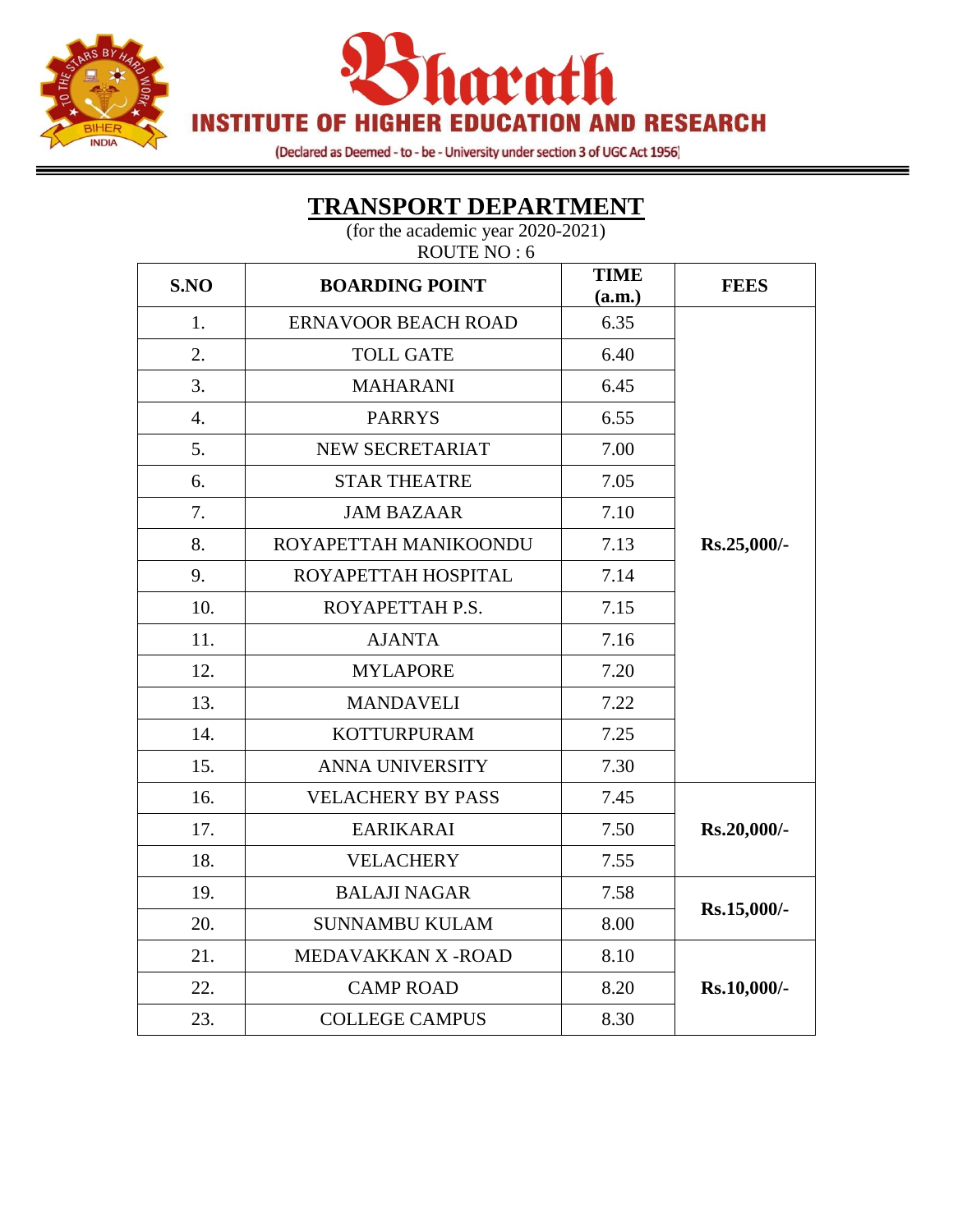# Bharath INSTITUTE OF HIGHER EDUCATION AND RESEARCH

(Declared as Deemed - to - be - University under section 3 of UGC Act 1956)

## TRANSPORT DEPARTMENT

(for the academic year 2020-2021)

ROUTE NO : 6

| S.NO | BOARDING POINT | TIME (a.m.) | FEES |
|---|---|---|---|
| 1. | ERNAVOOR BEACH ROAD | 6.35 | Rs.25,000/- |
| 2. | TOLL GATE | 6.40 | |
| 3. | MAHARANI | 6.45 | |
| 4. | PARRYS | 6.55 | |
| 5. | NEW SECRETARIAT | 7.00 | |
| 6. | STAR THEATRE | 7.05 | |
| 7. | JAM BAZAAR | 7.10 | |
| 8. | ROYAPETTAH MANIKOONDU | 7.13 | |
| 9. | ROYAPETTAH HOSPITAL | 7.14 | |
| 10. | ROYAPETTAH P.S. | 7.15 | |
| 11. | AJANTA | 7.16 | |
| 12. | MYLAPORE | 7.20 | |
| 13. | MANDAVELI | 7.22 | |
| 14. | KOTTURPURAM | 7.25 | |
| 15. | ANNA UNIVERSITY | 7.30 | |
| 16. | VELACHERY BY PASS | 7.45 | Rs.20,000/- |
| 17. | EARIKARAI | 7.50 | |
| 18. | VELACHERY | 7.55 | |
| 19. | BALAJI NAGAR | 7.58 | Rs.15,000/- |
| 20. | SUNNAMBU KULAM | 8.00 | |
| 21. | MEDAVAKKAN X -ROAD | 8.10 | Rs.10,000/- |
| 22. | CAMP ROAD | 8.20 | |
| 23. | COLLEGE CAMPUS | 8.30 | |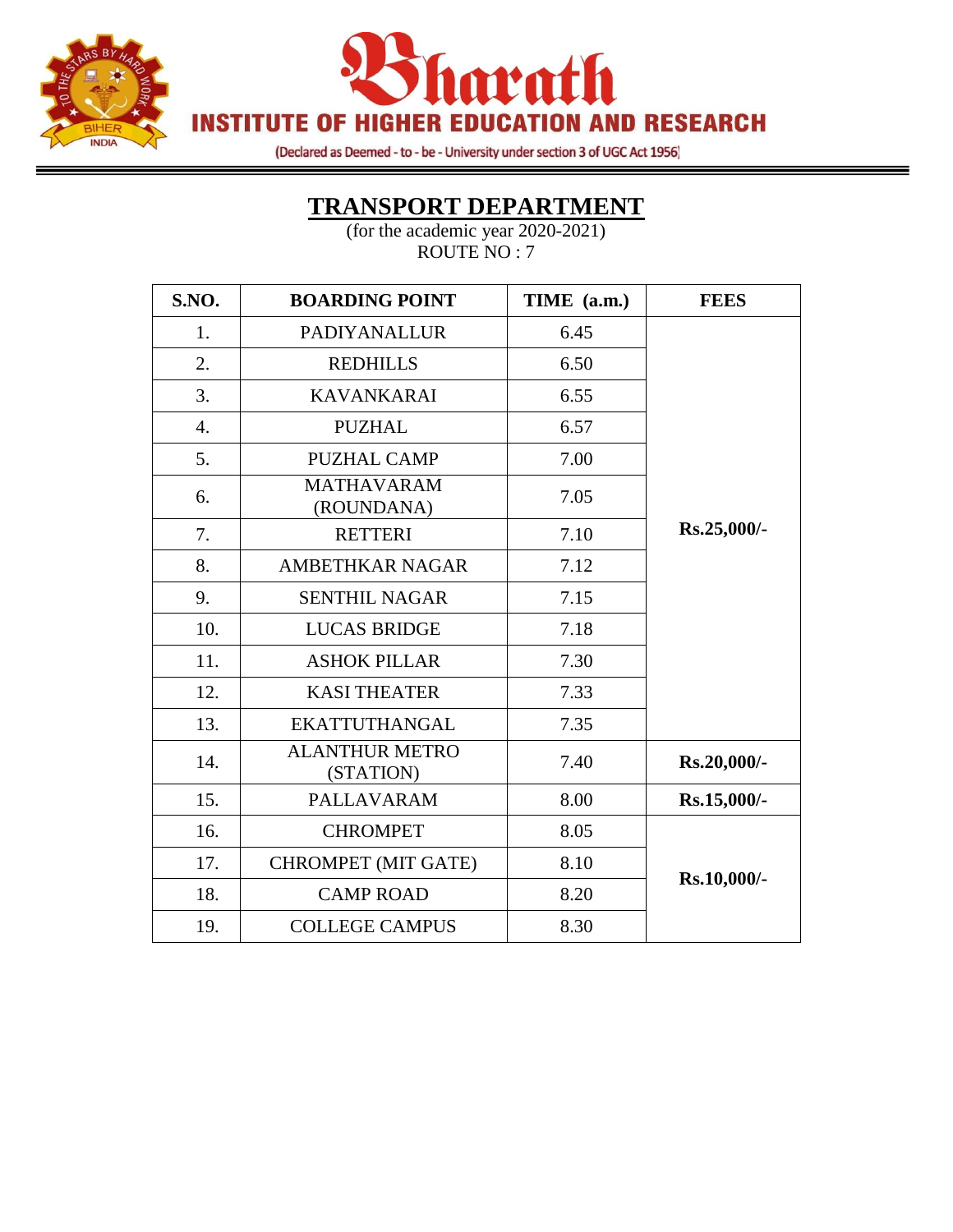# Bharath INSTITUTE OF HIGHER EDUCATION AND RESEARCH

(Declared as Deemed - to - be - University under section 3 of UGC Act 1956)

## TRANSPORT DEPARTMENT

(for the academic year 2020-2021)
ROUTE NO : 7

| S.NO. | BOARDING POINT | TIME (a.m.) | FEES |
|---|---|---|---|
| 1. | PADIYANALLUR | 6.45 | **Rs.25,000/-** |
| 2. | REDHILLS | 6.50 | |
| 3. | KAVANKARAI | 6.55 | |
| 4. | PUZHAL | 6.57 | |
| 5. | PUZHAL CAMP | 7.00 | |
| 6. | MATHAVARAM (ROUNDANA) | 7.05 | |
| 7. | RETTERI | 7.10 | |
| 8. | AMBETHKAR NAGAR | 7.12 | |
| 9. | SENTHIL NAGAR | 7.15 | |
| 10. | LUCAS BRIDGE | 7.18 | |
| 11. | ASHOK PILLAR | 7.30 | |
| 12. | KASI THEATER | 7.33 | |
| 13. | EKATTUTHANGAL | 7.35 | |
| 14. | ALANTHUR METRO (STATION) | 7.40 | **Rs.20,000/-** |
| 15. | PALLAVARAM | 8.00 | **Rs.15,000/-** |
| 16. | CHROMPET | 8.05 | **Rs.10,000/-** |
| 17. | CHROMPET (MIT GATE) | 8.10 | |
| 18. | CAMP ROAD | 8.20 | |
| 19. | COLLEGE CAMPUS | 8.30 | |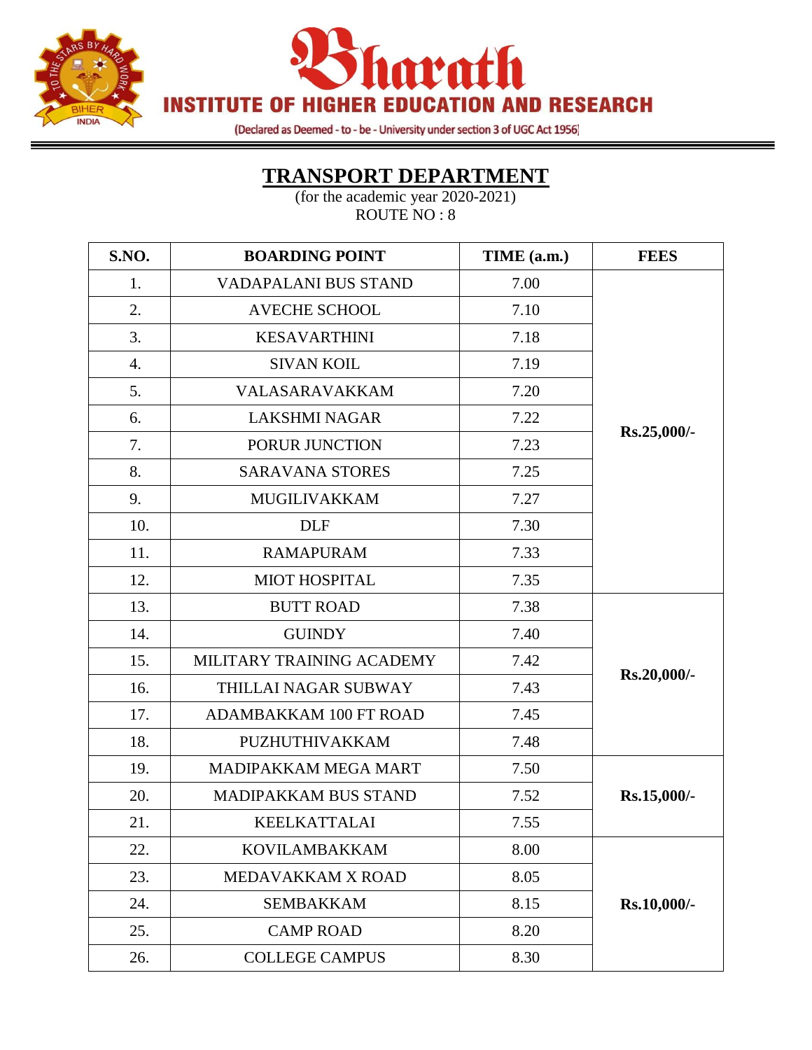# Bharath

## INSTITUTE OF HIGHER EDUCATION AND RESEARCH

(Declared as Deemed - to - be - University under section 3 of UGC Act 1956)

## TRANSPORT DEPARTMENT

(for the academic year 2020-2021)

ROUTE NO : 8

| S.NO. | BOARDING POINT | TIME (a.m.) | FEES |
|---|---|---|---|
| 1. | VADAPALANI BUS STAND | 7.00 | Rs.25,000/- |
| 2. | AVECHE SCHOOL | 7.10 | |
| 3. | KESAVARTHINI | 7.18 | |
| 4. | SIVAN KOIL | 7.19 | |
| 5. | VALASARAVAKKAM | 7.20 | |
| 6. | LAKSHMI NAGAR | 7.22 | |
| 7. | PORUR JUNCTION | 7.23 | |
| 8. | SARAVANA STORES | 7.25 | |
| 9. | MUGILIVAKKAM | 7.27 | |
| 10. | DLF | 7.30 | |
| 11. | RAMAPURAM | 7.33 | |
| 12. | MIOT HOSPITAL | 7.35 | |
| 13. | BUTT ROAD | 7.38 | Rs.20,000/- |
| 14. | GUINDY | 7.40 | |
| 15. | MILITARY TRAINING ACADEMY | 7.42 | |
| 16. | THILLAI NAGAR SUBWAY | 7.43 | |
| 17. | ADAMBAKKAM 100 FT ROAD | 7.45 | |
| 18. | PUZHUTHIVAKKAM | 7.48 | |
| 19. | MADIPAKKAM MEGA MART | 7.50 | Rs.15,000/- |
| 20. | MADIPAKKAM BUS STAND | 7.52 | |
| 21. | KEELKATTALAI | 7.55 | |
| 22. | KOVILAMBAKKAM | 8.00 | Rs.10,000/- |
| 23. | MEDAVAKKAM X ROAD | 8.05 | |
| 24. | SEMBAKKAM | 8.15 | |
| 25. | CAMP ROAD | 8.20 | |
| 26. | COLLEGE CAMPUS | 8.30 | |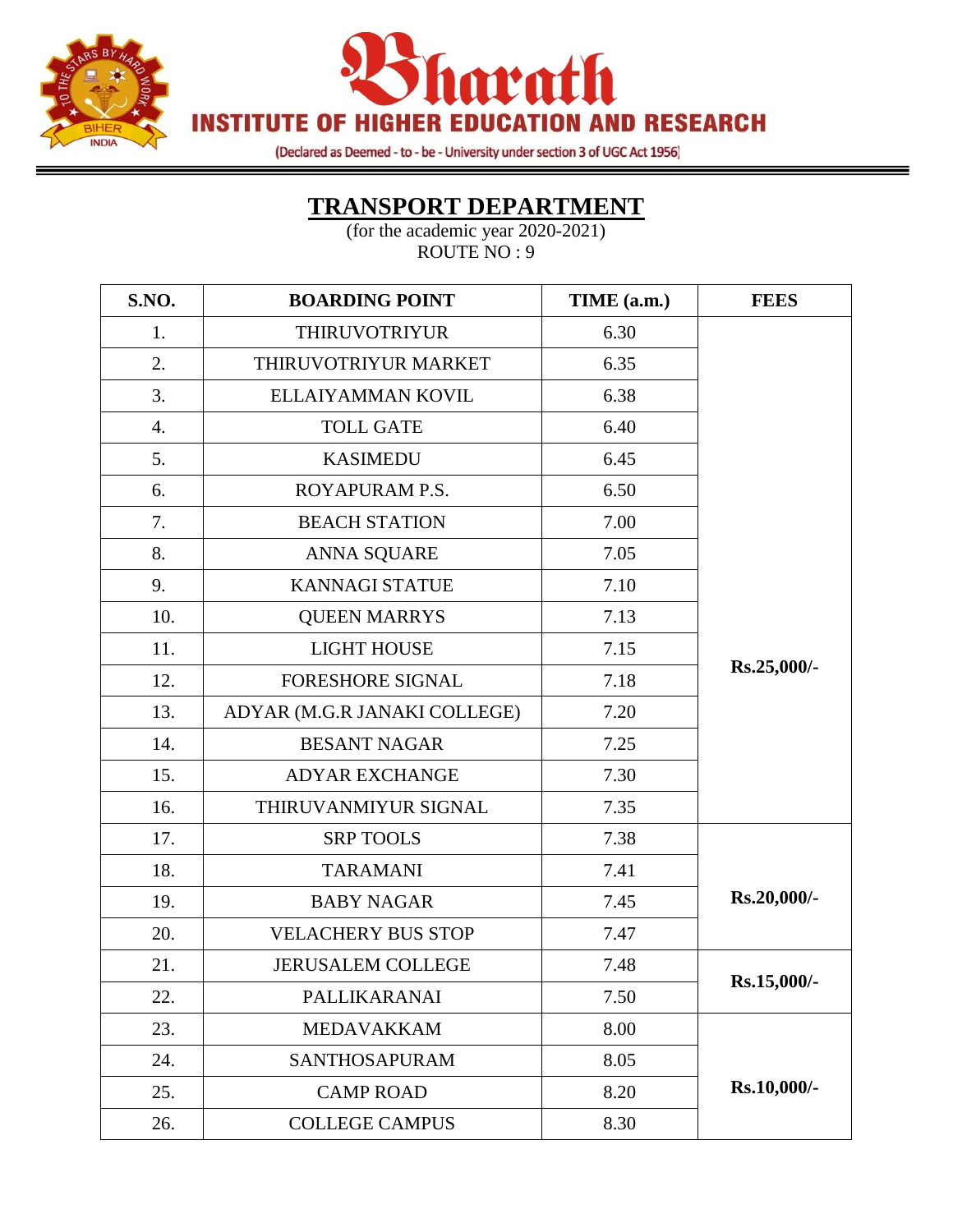# Bharath

## INSTITUTE OF HIGHER EDUCATION AND RESEARCH

(Declared as Deemed - to - be - University under section 3 of UGC Act 1956)

## TRANSPORT DEPARTMENT

(for the academic year 2020-2021)

ROUTE NO : 9

| S.NO. | BOARDING POINT | TIME (a.m.) | FEES |
|---|---|---|---|
| 1. | THIRUVOTRIYUR | 6.30 | **Rs.25,000/-** |
| 2. | THIRUVOTRIYUR MARKET | 6.35 | |
| 3. | ELLAIYAMMAN KOVIL | 6.38 | |
| 4. | TOLL GATE | 6.40 | |
| 5. | KASIMEDU | 6.45 | |
| 6. | ROYAPURAM P.S. | 6.50 | |
| 7. | BEACH STATION | 7.00 | |
| 8. | ANNA SQUARE | 7.05 | |
| 9. | KANNAGI STATUE | 7.10 | |
| 10. | QUEEN MARRYS | 7.13 | |
| 11. | LIGHT HOUSE | 7.15 | |
| 12. | FORESHORE SIGNAL | 7.18 | |
| 13. | ADYAR (M.G.R JANAKI COLLEGE) | 7.20 | |
| 14. | BESANT NAGAR | 7.25 | |
| 15. | ADYAR EXCHANGE | 7.30 | |
| 16. | THIRUVANMIYUR SIGNAL | 7.35 | |
| 17. | SRP TOOLS | 7.38 | **Rs.20,000/-** |
| 18. | TARAMANI | 7.41 | |
| 19. | BABY NAGAR | 7.45 | |
| 20. | VELACHERY BUS STOP | 7.47 | |
| 21. | JERUSALEM COLLEGE | 7.48 | **Rs.15,000/-** |
| 22. | PALLIKARANAI | 7.50 | |
| 23. | MEDAVAKKAM | 8.00 | **Rs.10,000/-** |
| 24. | SANTHOSAPURAM | 8.05 | |
| 25. | CAMP ROAD | 8.20 | |
| 26. | COLLEGE CAMPUS | 8.30 | |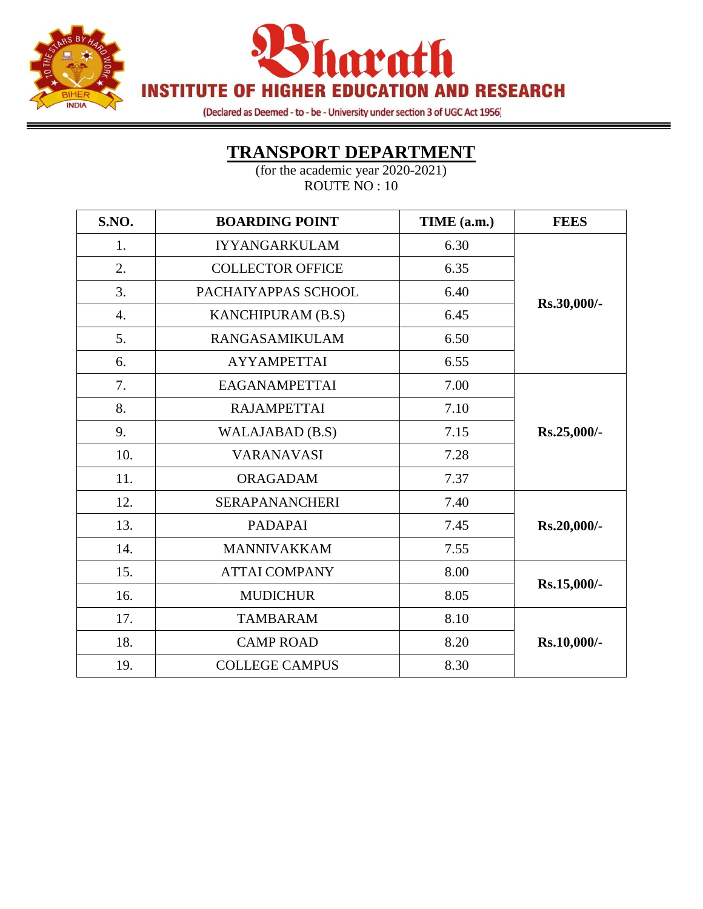# Bharath INSTITUTE OF HIGHER EDUCATION AND RESEARCH

(Declared as Deemed - to - be - University under section 3 of UGC Act 1956)

## TRANSPORT DEPARTMENT

(for the academic year 2020-2021)
ROUTE NO : 10

| S.NO. | BOARDING POINT | TIME (a.m.) | FEES |
|---|---|---|---|
| 1. | IYYANGARKULAM | 6.30 | **Rs.30,000/-** |
| 2. | COLLECTOR OFFICE | 6.35 | |
| 3. | PACHAIYAPPAS SCHOOL | 6.40 | |
| 4. | KANCHIPURAM (B.S) | 6.45 | |
| 5. | RANGASAMIKULAM | 6.50 | |
| 6. | AYYAMPETTAI | 6.55 | |
| 7. | EAGANAMPETTAI | 7.00 | **Rs.25,000/-** |
| 8. | RAJAMPETTAI | 7.10 | |
| 9. | WALAJABAD (B.S) | 7.15 | |
| 10. | VARANAVASI | 7.28 | |
| 11. | ORAGADAM | 7.37 | |
| 12. | SERAPANANCHERI | 7.40 | **Rs.20,000/-** |
| 13. | PADAPAI | 7.45 | |
| 14. | MANNIVAKKAM | 7.55 | |
| 15. | ATTAI COMPANY | 8.00 | **Rs.15,000/-** |
| 16. | MUDICHUR | 8.05 | |
| 17. | TAMBARAM | 8.10 | **Rs.10,000/-** |
| 18. | CAMP ROAD | 8.20 | |
| 19. | COLLEGE CAMPUS | 8.30 | |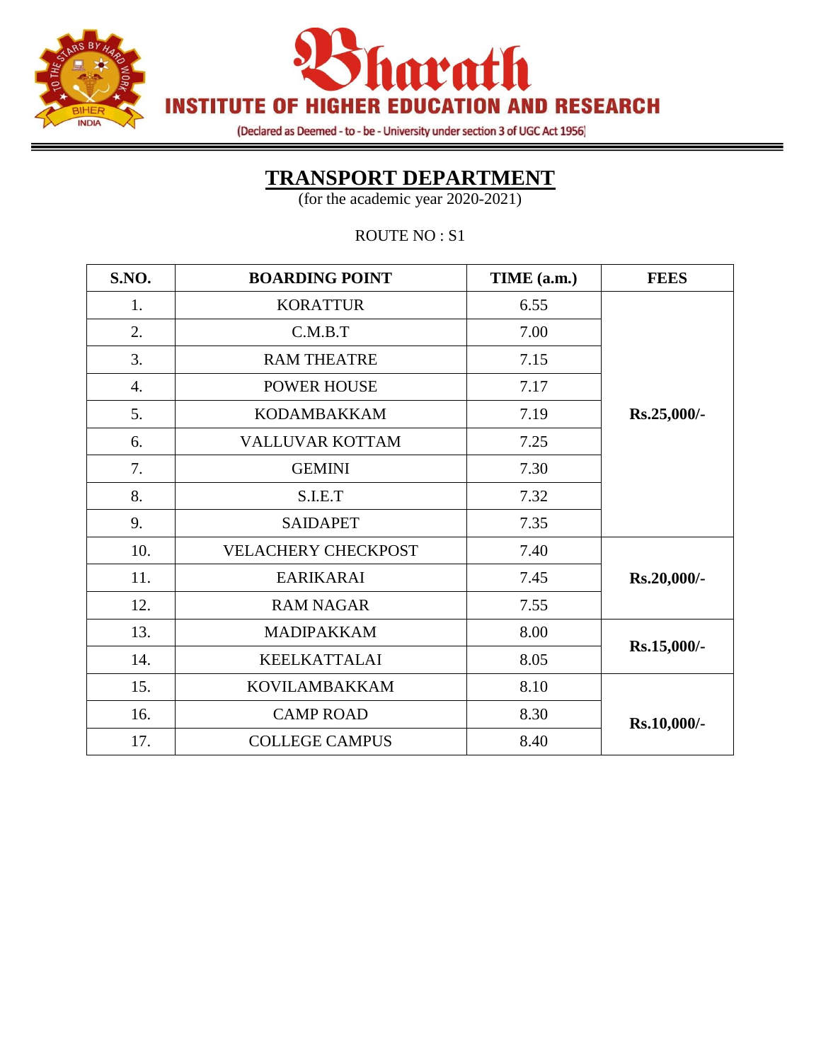# Bharath
## INSTITUTE OF HIGHER EDUCATION AND RESEARCH

(Declared as Deemed - to - be - University under section 3 of UGC Act 1956)

## TRANSPORT DEPARTMENT

(for the academic year 2020-2021)

ROUTE NO : S1

| S.NO. | BOARDING POINT | TIME (a.m.) | FEES |
|---|---|---|---|
| 1. | KORATTUR | 6.55 | **Rs.25,000/-** |
| 2. | C.M.B.T | 7.00 | |
| 3. | RAM THEATRE | 7.15 | |
| 4. | POWER HOUSE | 7.17 | |
| 5. | KODAMBAKKAM | 7.19 | |
| 6. | VALLUVAR KOTTAM | 7.25 | |
| 7. | GEMINI | 7.30 | |
| 8. | S.I.E.T | 7.32 | |
| 9. | SAIDAPET | 7.35 | |
| 10. | VELACHERY CHECKPOST | 7.40 | **Rs.20,000/-** |
| 11. | EARIKARAI | 7.45 | |
| 12. | RAM NAGAR | 7.55 | |
| 13. | MADIPAKKAM | 8.00 | **Rs.15,000/-** |
| 14. | KEELKATTALAI | 8.05 | |
| 15. | KOVILAMBAKKAM | 8.10 | **Rs.10,000/-** |
| 16. | CAMP ROAD | 8.30 | |
| 17. | COLLEGE CAMPUS | 8.40 | |